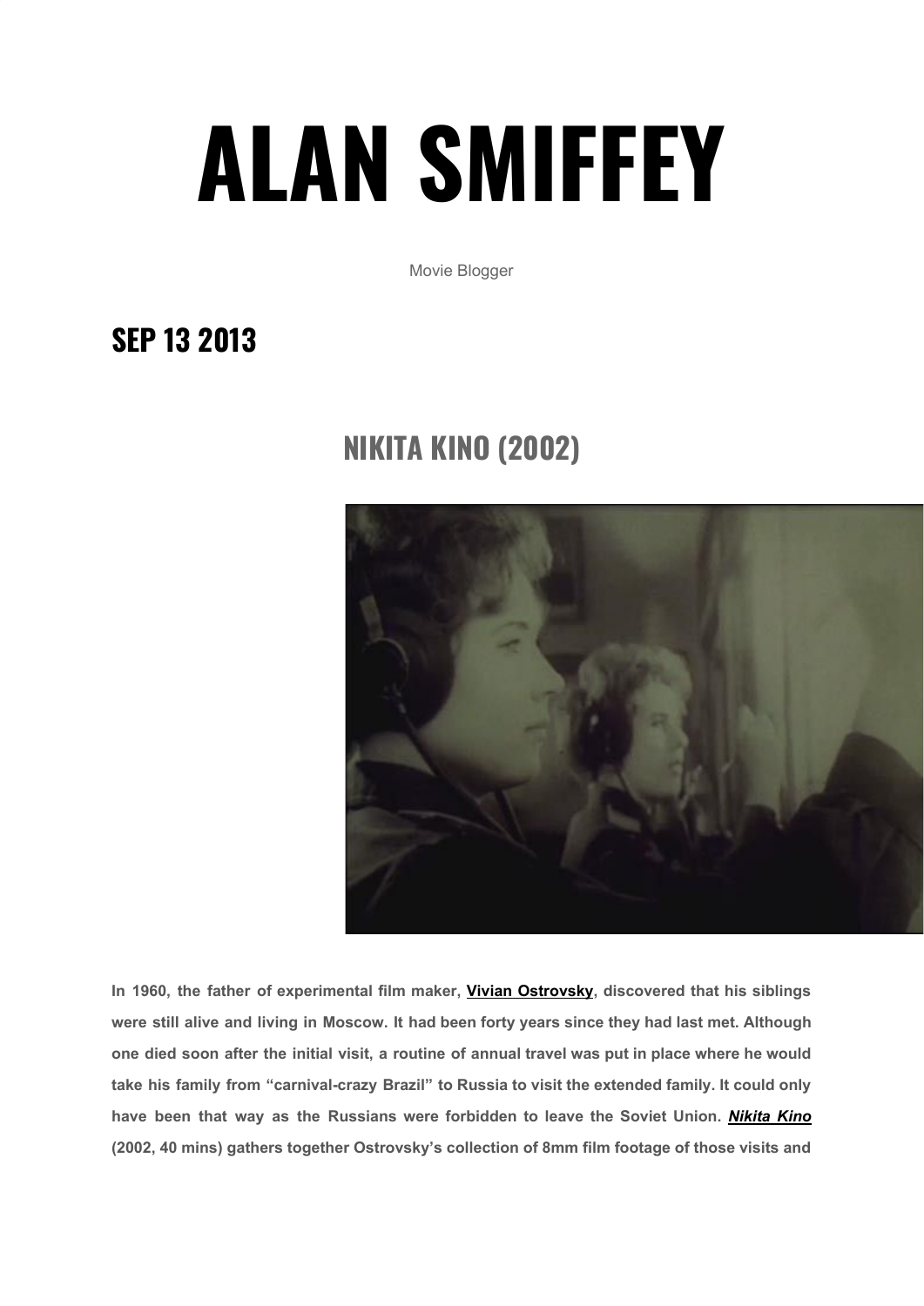# ALAN SMIFFEY

Movie Blogger

## SEP 13 2013

## NIKITA KINO (2002)

**In 1960, the father of experimental film maker, Vivian Ostrovsky, discovered that his siblings were still alive and living in Moscow. It had been forty years since they had last met. Although one died soon after the initial visit, a routine of annual travel was put in place where he would take his family from "carnival-crazy Brazil" to Russia to visit the extended family. It could only have been that way as the Russians were forbidden to leave the Soviet Union. *Nikita Kino* (2002, 40 mins) gathers together Ostrovsky's collection of 8mm film footage of those visits and**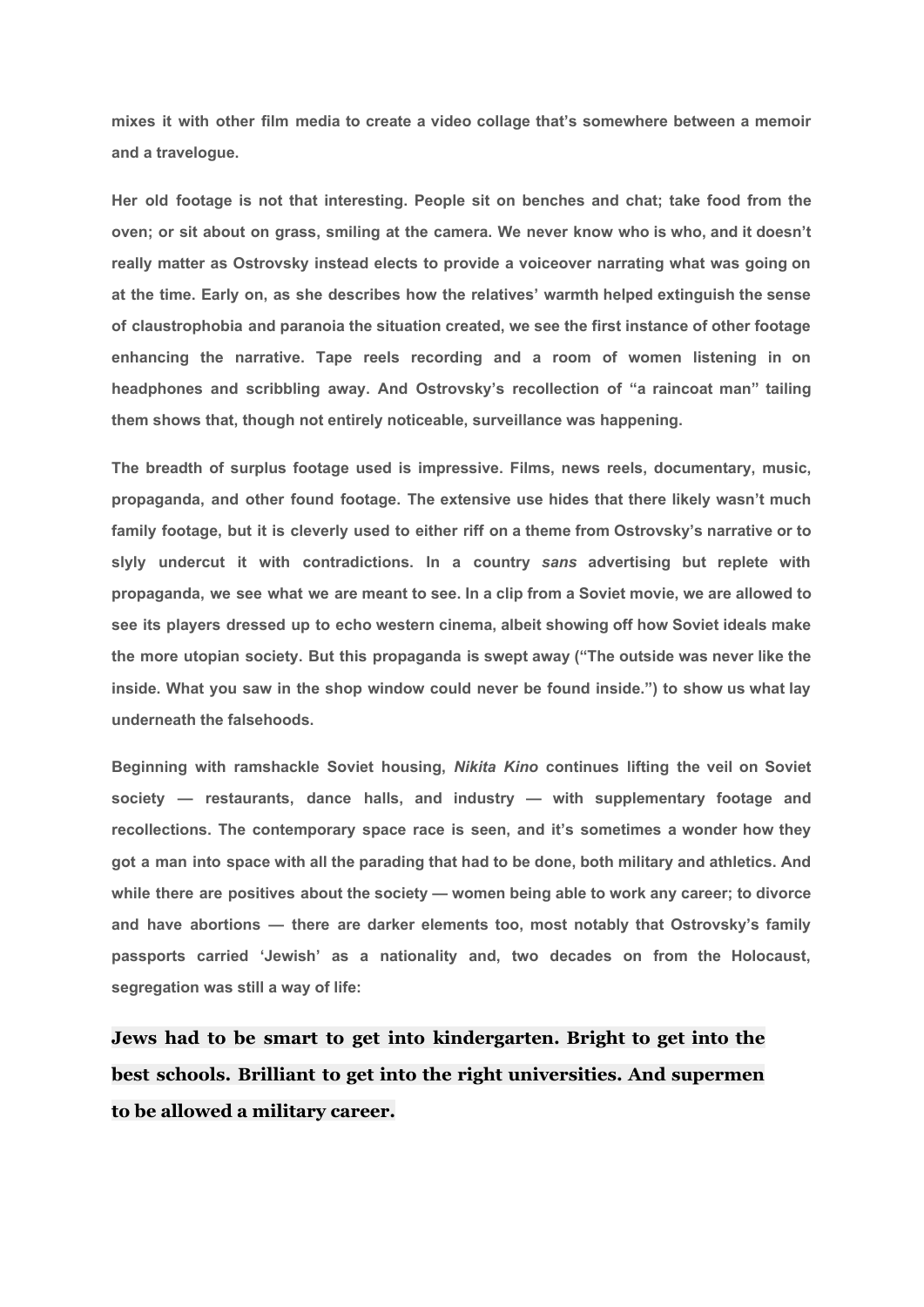**mixes it with other film media to create a video collage that's somewhere between a memoir and a travelogue.**

**Her old footage is not that interesting. People sit on benches and chat; take food from the oven; or sit about on grass, smiling at the camera. We never know who is who, and it doesn't really matter as Ostrovsky instead elects to provide a voiceover narrating what was going on at the time. Early on, as she describes how the relatives' warmth helped extinguish the sense of claustrophobia and paranoia the situation created, we see the first instance of other footage enhancing the narrative. Tape reels recording and a room of women listening in on headphones and scribbling away. And Ostrovsky's recollection of "a raincoat man" tailing them shows that, though not entirely noticeable, surveillance was happening.**

**The breadth of surplus footage used is impressive. Films, news reels, documentary, music, propaganda, and other found footage. The extensive use hides that there likely wasn't much family footage, but it is cleverly used to either riff on a theme from Ostrovsky's narrative or to slyly undercut it with contradictions. In a country *sans* advertising but replete with propaganda, we see what we are meant to see. In a clip from a Soviet movie, we are allowed to see its players dressed up to echo western cinema, albeit showing off how Soviet ideals make the more utopian society. But this propaganda is swept away ("The outside was never like the inside. What you saw in the shop window could never be found inside.") to show us what lay underneath the falsehoods.**

**Beginning with ramshackle Soviet housing, *Nikita Kino* continues lifting the veil on Soviet society — restaurants, dance halls, and industry — with supplementary footage and recollections. The contemporary space race is seen, and it's sometimes a wonder how they got a man into space with all the parading that had to be done, both military and athletics. And while there are positives about the society — women being able to work any career; to divorce and have abortions — there are darker elements too, most notably that Ostrovsky's family passports carried 'Jewish' as a nationality and, two decades on from the Holocaust, segregation was still a way of life:**

> **Jews had to be smart to get into kindergarten. Bright to get into the best schools. Brilliant to get into the right universities. And supermen to be allowed a military career.**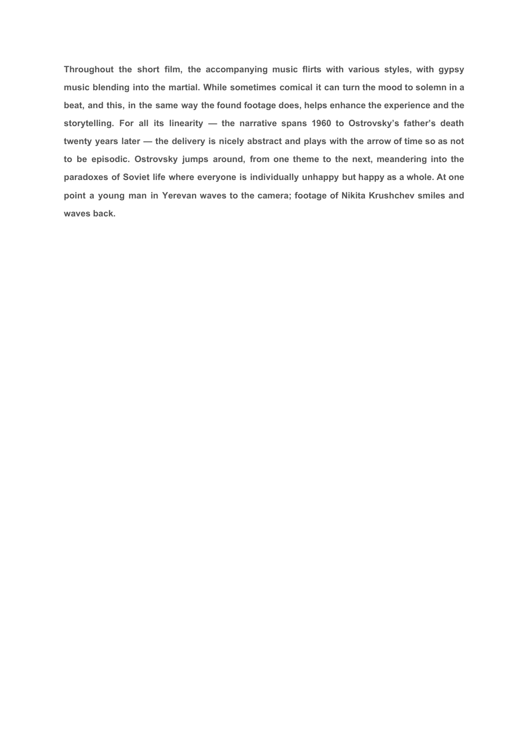**Throughout the short film, the accompanying music flirts with various styles, with gypsy music blending into the martial. While sometimes comical it can turn the mood to solemn in a beat, and this, in the same way the found footage does, helps enhance the experience and the storytelling. For all its linearity — the narrative spans 1960 to Ostrovsky's father's death twenty years later — the delivery is nicely abstract and plays with the arrow of time so as not to be episodic. Ostrovsky jumps around, from one theme to the next, meandering into the paradoxes of Soviet life where everyone is individually unhappy but happy as a whole. At one point a young man in Yerevan waves to the camera; footage of Nikita Krushchev smiles and waves back.**